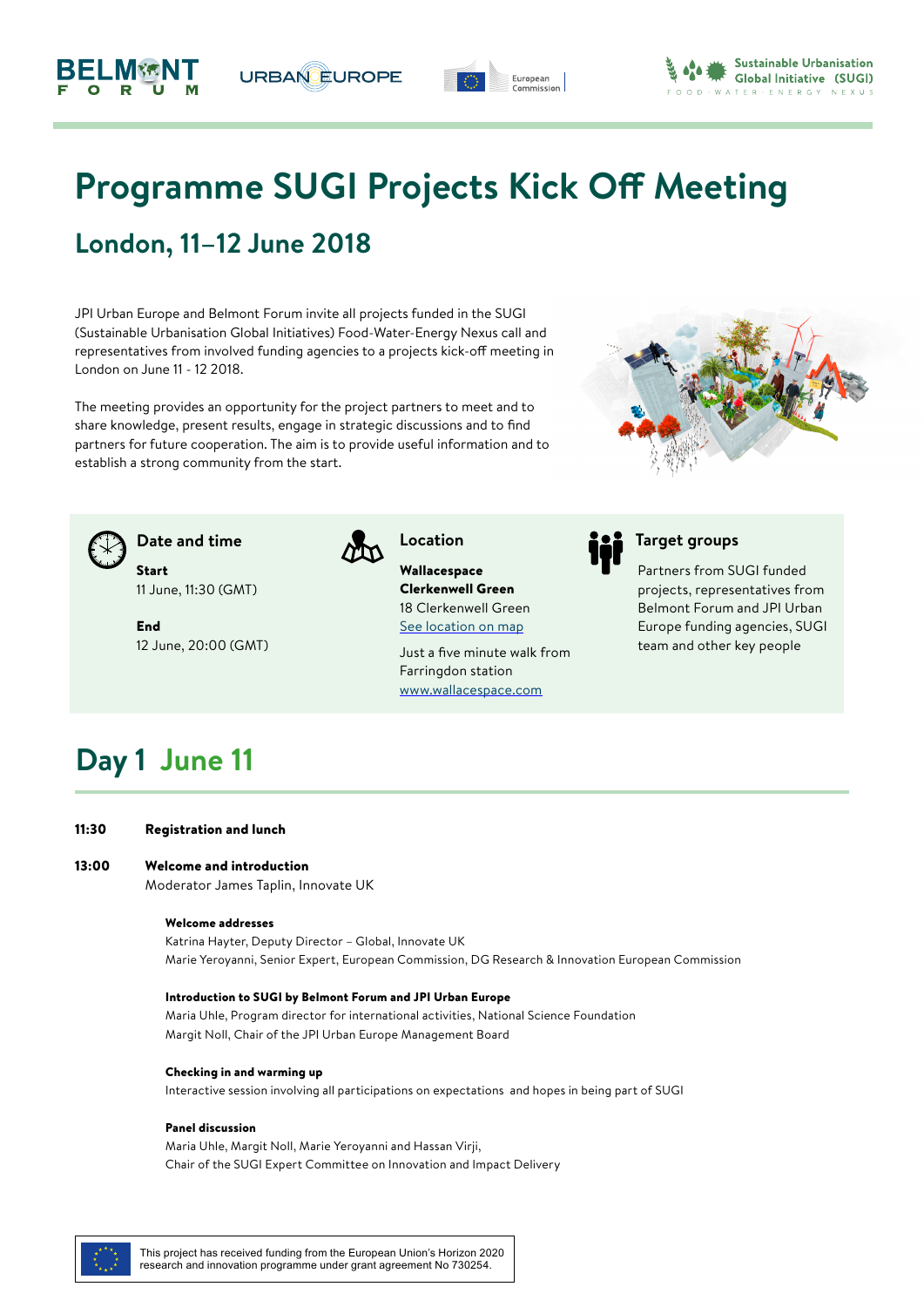# Programme SUGI Projects Kick Off Meeting

## London, 11–12 June 2018

JPI Urban Europe and Belmont Forum invite all projects funded in the SUGI (Sustainable Urbanisation Global Initiatives) Food-Water-Energy Nexus call and representatives from involved funding agencies to a projects kick-off meeting in London on June 11 - 12 2018.

The meeting provides an opportunity for the project partners to meet and to share knowledge, present results, engage in strategic discussions and to find partners for future cooperation. The aim is to provide useful information and to establish a strong community from the start.

### Date and time

**Start**
11 June, 11:30 (GMT)

**End**
12 June, 20:00 (GMT)

### Location

**Wallacespace**
**Clerkenwell Green**
18 Clerkenwell Green
See location on map

Just a five minute walk from Farringdon station
www.wallacespace.com

### Target groups

Partners from SUGI funded projects, representatives from Belmont Forum and JPI Urban Europe funding agencies, SUGI team and other key people

## Day 1 June 11

**11:30** **Registration and lunch**

**13:00** **Welcome and introduction**
Moderator James Taplin, Innovate UK

**Welcome addresses**
Katrina Hayter, Deputy Director – Global, Innovate UK
Marie Yeroyanni, Senior Expert, European Commission, DG Research & Innovation European Commission

**Introduction to SUGI by Belmont Forum and JPI Urban Europe**
Maria Uhle, Program director for international activities, National Science Foundation
Margit Noll, Chair of the JPI Urban Europe Management Board

**Checking in and warming up**
Interactive session involving all participations on expectations and hopes in being part of SUGI

**Panel discussion**
Maria Uhle, Margit Noll, Marie Yeroyanni and Hassan Virji,
Chair of the SUGI Expert Committee on Innovation and Impact Delivery

This project has received funding from the European Union's Horizon 2020 research and innovation programme under grant agreement No 730254.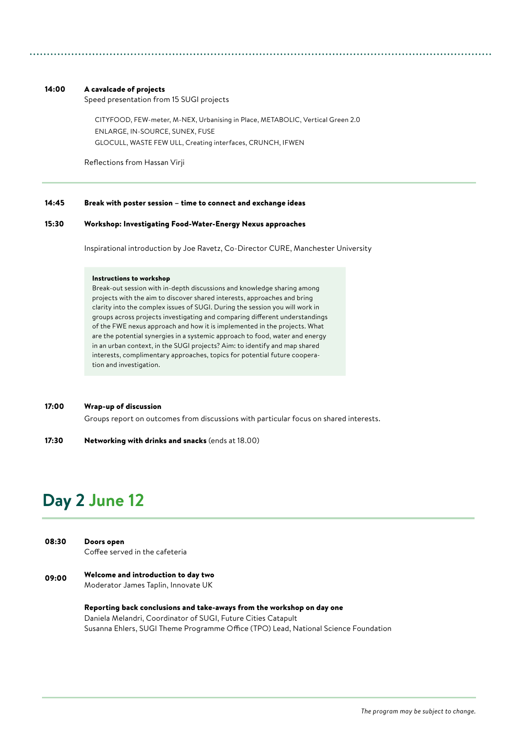**14:00** **A cavalcade of projects**
Speed presentation from 15 SUGI projects

CITYFOOD, FEW-meter, M-NEX, Urbanising in Place, METABOLIC, Vertical Green 2.0
ENLARGE, IN-SOURCE, SUNEX, FUSE
GLOCULL, WASTE FEW ULL, Creating interfaces, CRUNCH, IFWEN

Reflections from Hassan Virji

---

**14:45** **Break with poster session – time to connect and exchange ideas**

**15:30** **Workshop: Investigating Food-Water-Energy Nexus approaches**

Inspirational introduction by Joe Ravetz, Co-Director CURE, Manchester University

> **Instructions to workshop**
> Break-out session with in-depth discussions and knowledge sharing among projects with the aim to discover shared interests, approaches and bring clarity into the complex issues of SUGI. During the session you will work in groups across projects investigating and comparing different understandings of the FWE nexus approach and how it is implemented in the projects. What are the potential synergies in a systemic approach to food, water and energy in an urban context, in the SUGI projects? Aim: to identify and map shared interests, complimentary approaches, topics for potential future cooperation and investigation.

**17:00** **Wrap-up of discussion**
Groups report on outcomes from discussions with particular focus on shared interests.

**17:30** **Networking with drinks and snacks** (ends at 18.00)

## Day 2 June 12

---

**08:30** **Doors open**
Coffee served in the cafeteria

**09:00** **Welcome and introduction to day two**
Moderator James Taplin, Innovate UK

**Reporting back conclusions and take-aways from the workshop on day one**
Daniela Melandri, Coordinator of SUGI, Future Cities Catapult
Susanna Ehlers, SUGI Theme Programme Office (TPO) Lead, National Science Foundation

*The program may be subject to change.*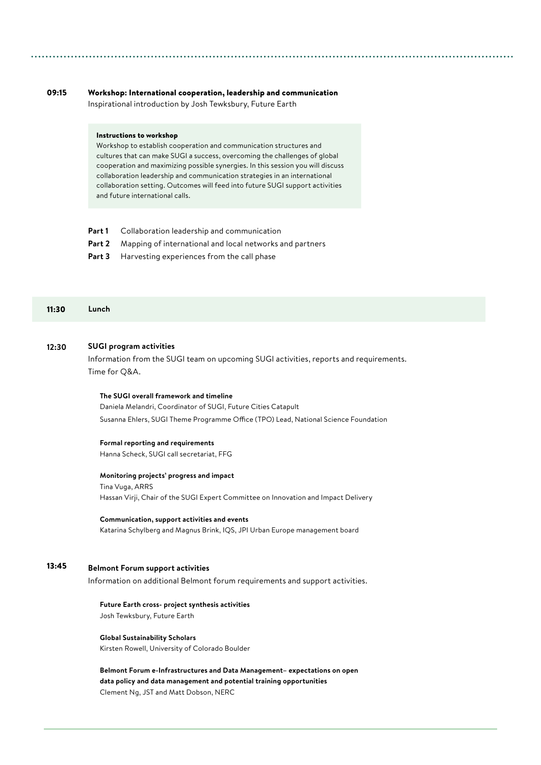**09:15** **Workshop: International cooperation, leadership and communication**
Inspirational introduction by Josh Tewksbury, Future Earth

**Instructions to workshop**
Workshop to establish cooperation and communication structures and cultures that can make SUGI a success, overcoming the challenges of global cooperation and maximizing possible synergies. In this session you will discuss collaboration leadership and communication strategies in an international collaboration setting. Outcomes will feed into future SUGI support activities and future international calls.

**Part 1** Collaboration leadership and communication
**Part 2** Mapping of international and local networks and partners
**Part 3** Harvesting experiences from the call phase

**11:30** **Lunch**

**12:30** **SUGI program activities**
Information from the SUGI team on upcoming SUGI activities, reports and requirements. Time for Q&A.

**The SUGI overall framework and timeline**
Daniela Melandri, Coordinator of SUGI, Future Cities Catapult
Susanna Ehlers, SUGI Theme Programme Office (TPO) Lead, National Science Foundation

**Formal reporting and requirements**
Hanna Scheck, SUGI call secretariat, FFG

**Monitoring projects' progress and impact**
Tina Vuga, ARRS
Hassan Virji, Chair of the SUGI Expert Committee on Innovation and Impact Delivery

**Communication, support activities and events**
Katarina Schylberg and Magnus Brink, IQS, JPI Urban Europe management board

**13:45** **Belmont Forum support activities**
Information on additional Belmont forum requirements and support activities.

**Future Earth cross- project synthesis activities**
Josh Tewksbury, Future Earth

**Global Sustainability Scholars**
Kirsten Rowell, University of Colorado Boulder

**Belmont Forum e-Infrastructures and Data Management– expectations on open data policy and data management and potential training opportunities**
Clement Ng, JST and Matt Dobson, NERC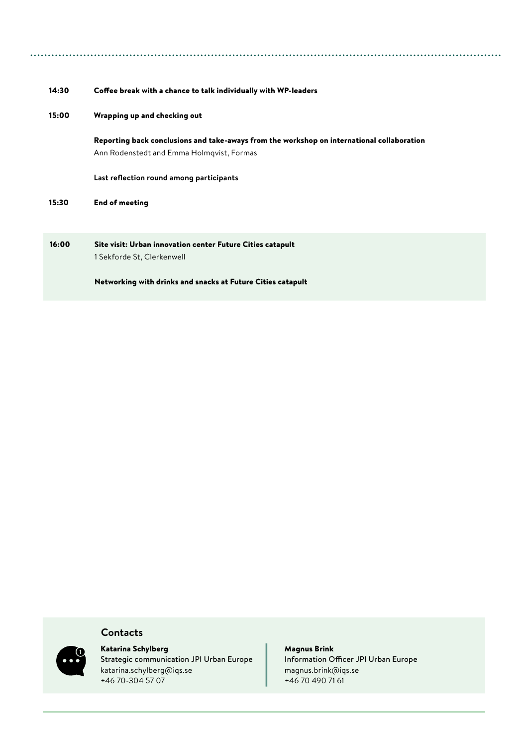**14:30** **Coffee break with a chance to talk individually with WP-leaders**

**15:00** **Wrapping up and checking out**

**Reporting back conclusions and take-aways from the workshop on international collaboration**
Ann Rodenstedt and Emma Holmqvist, Formas

**Last reflection round among participants**

**15:30** **End of meeting**

**16:00** **Site visit: Urban innovation center Future Cities catapult**
1 Sekforde St, Clerkenwell

**Networking with drinks and snacks at Future Cities catapult**

## Contacts

**Katarina Schylberg**
Strategic communication JPI Urban Europe
katarina.schylberg@iqs.se
+46 70-304 57 07

**Magnus Brink**
Information Officer JPI Urban Europe
magnus.brink@iqs.se
+46 70 490 71 61